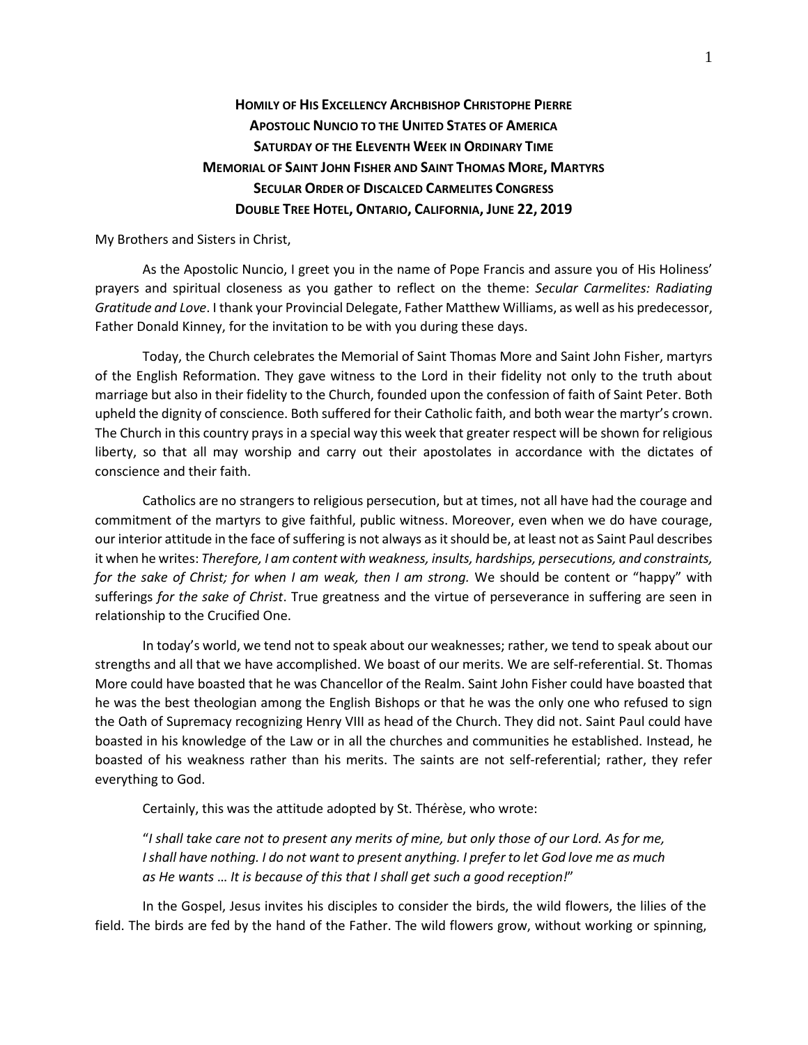# HOMILY OF HIS EXCELLENCY ARCHBISHOP CHRISTOPHE PIERRE
## APOSTOLIC NUNCIO TO THE UNITED STATES OF AMERICA
## SATURDAY OF THE ELEVENTH WEEK IN ORDINARY TIME
## MEMORIAL OF SAINT JOHN FISHER AND SAINT THOMAS MORE, MARTYRS
## SECULAR ORDER OF DISCALCED CARMELITES CONGRESS
## DOUBLE TREE HOTEL, ONTARIO, CALIFORNIA, JUNE 22, 2019

My Brothers and Sisters in Christ,

As the Apostolic Nuncio, I greet you in the name of Pope Francis and assure you of His Holiness' prayers and spiritual closeness as you gather to reflect on the theme: *Secular Carmelites: Radiating Gratitude and Love*. I thank your Provincial Delegate, Father Matthew Williams, as well as his predecessor, Father Donald Kinney, for the invitation to be with you during these days.

Today, the Church celebrates the Memorial of Saint Thomas More and Saint John Fisher, martyrs of the English Reformation. They gave witness to the Lord in their fidelity not only to the truth about marriage but also in their fidelity to the Church, founded upon the confession of faith of Saint Peter. Both upheld the dignity of conscience. Both suffered for their Catholic faith, and both wear the martyr's crown. The Church in this country prays in a special way this week that greater respect will be shown for religious liberty, so that all may worship and carry out their apostolates in accordance with the dictates of conscience and their faith.

Catholics are no strangers to religious persecution, but at times, not all have had the courage and commitment of the martyrs to give faithful, public witness. Moreover, even when we do have courage, our interior attitude in the face of suffering is not always as it should be, at least not as Saint Paul describes it when he writes: *Therefore, I am content with weakness, insults, hardships, persecutions, and constraints, for the sake of Christ; for when I am weak, then I am strong.* We should be content or "happy" with sufferings *for the sake of Christ*. True greatness and the virtue of perseverance in suffering are seen in relationship to the Crucified One.

In today's world, we tend not to speak about our weaknesses; rather, we tend to speak about our strengths and all that we have accomplished. We boast of our merits. We are self-referential. St. Thomas More could have boasted that he was Chancellor of the Realm. Saint John Fisher could have boasted that he was the best theologian among the English Bishops or that he was the only one who refused to sign the Oath of Supremacy recognizing Henry VIII as head of the Church. They did not. Saint Paul could have boasted in his knowledge of the Law or in all the churches and communities he established. Instead, he boasted of his weakness rather than his merits. The saints are not self-referential; rather, they refer everything to God.

Certainly, this was the attitude adopted by St. Thérèse, who wrote:

> "*I shall take care not to present any merits of mine, but only those of our Lord. As for me, I shall have nothing. I do not want to present anything. I prefer to let God love me as much as He wants … It is because of this that I shall get such a good reception!*"

In the Gospel, Jesus invites his disciples to consider the birds, the wild flowers, the lilies of the field. The birds are fed by the hand of the Father. The wild flowers grow, without working or spinning,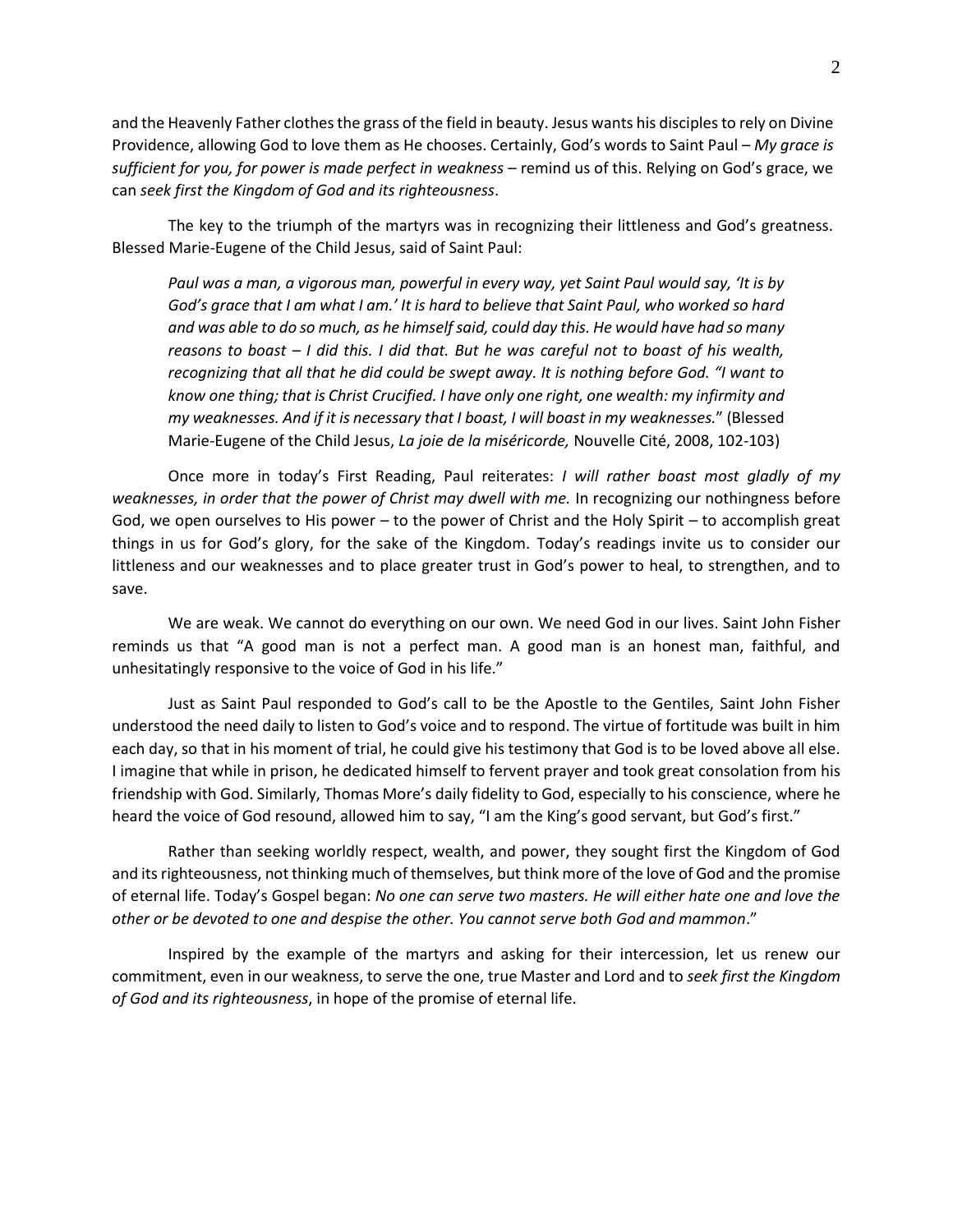and the Heavenly Father clothes the grass of the field in beauty. Jesus wants his disciples to rely on Divine Providence, allowing God to love them as He chooses. Certainly, God's words to Saint Paul – *My grace is sufficient for you, for power is made perfect in weakness* – remind us of this. Relying on God's grace, we can *seek first the Kingdom of God and its righteousness*.

The key to the triumph of the martyrs was in recognizing their littleness and God's greatness. Blessed Marie-Eugene of the Child Jesus, said of Saint Paul:

> *Paul was a man, a vigorous man, powerful in every way, yet Saint Paul would say, 'It is by God's grace that I am what I am.' It is hard to believe that Saint Paul, who worked so hard and was able to do so much, as he himself said, could day this. He would have had so many reasons to boast – I did this. I did that. But he was careful not to boast of his wealth, recognizing that all that he did could be swept away. It is nothing before God. "I want to know one thing; that is Christ Crucified. I have only one right, one wealth: my infirmity and my weaknesses. And if it is necessary that I boast, I will boast in my weaknesses.*" (Blessed Marie-Eugene of the Child Jesus, *La joie de la miséricorde,* Nouvelle Cité, 2008, 102-103)

Once more in today's First Reading, Paul reiterates: *I will rather boast most gladly of my weaknesses, in order that the power of Christ may dwell with me.* In recognizing our nothingness before God, we open ourselves to His power – to the power of Christ and the Holy Spirit – to accomplish great things in us for God's glory, for the sake of the Kingdom. Today's readings invite us to consider our littleness and our weaknesses and to place greater trust in God's power to heal, to strengthen, and to save.

We are weak. We cannot do everything on our own. We need God in our lives. Saint John Fisher reminds us that "A good man is not a perfect man. A good man is an honest man, faithful, and unhesitatingly responsive to the voice of God in his life."

Just as Saint Paul responded to God's call to be the Apostle to the Gentiles, Saint John Fisher understood the need daily to listen to God's voice and to respond. The virtue of fortitude was built in him each day, so that in his moment of trial, he could give his testimony that God is to be loved above all else. I imagine that while in prison, he dedicated himself to fervent prayer and took great consolation from his friendship with God. Similarly, Thomas More's daily fidelity to God, especially to his conscience, where he heard the voice of God resound, allowed him to say, "I am the King's good servant, but God's first."

Rather than seeking worldly respect, wealth, and power, they sought first the Kingdom of God and its righteousness, not thinking much of themselves, but think more of the love of God and the promise of eternal life. Today's Gospel began: *No one can serve two masters. He will either hate one and love the other or be devoted to one and despise the other. You cannot serve both God and mammon*."

Inspired by the example of the martyrs and asking for their intercession, let us renew our commitment, even in our weakness, to serve the one, true Master and Lord and to *seek first the Kingdom of God and its righteousness*, in hope of the promise of eternal life.